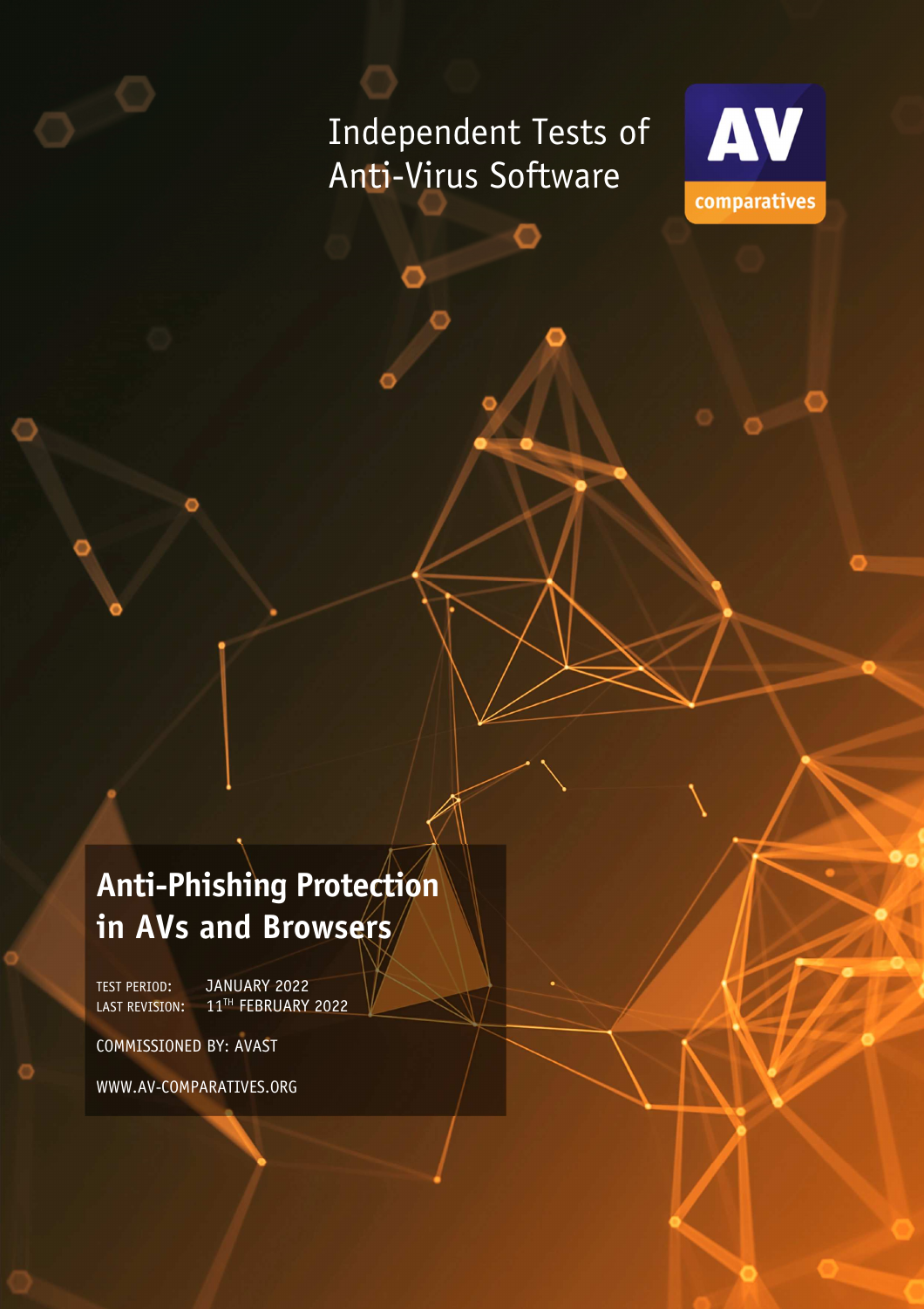Independent Tests of Anti-Virus Software

AV comparatives

# Anti-Phishing Protection in AVs and Browsers

TEST PERIOD: JANUARY 2022
LAST REVISION: 11TH FEBRUARY 2022

COMMISSIONED BY: AVAST

WWW.AV-COMPARATIVES.ORG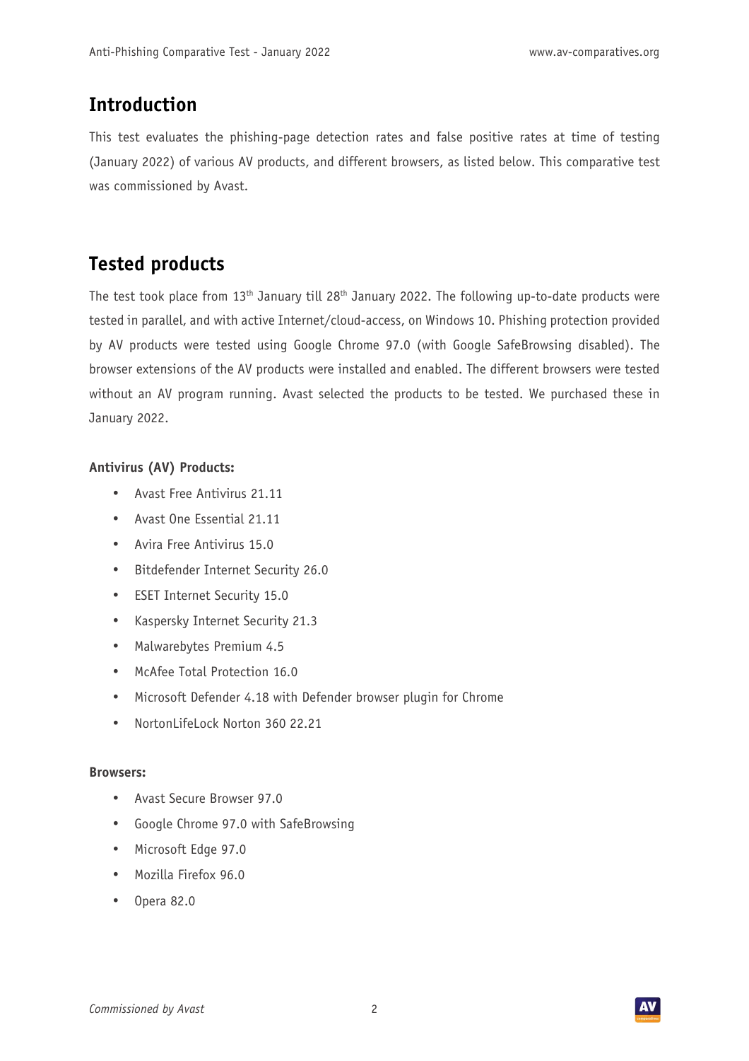## Introduction

This test evaluates the phishing-page detection rates and false positive rates at time of testing (January 2022) of various AV products, and different browsers, as listed below. This comparative test was commissioned by Avast.

## Tested products

The test took place from 13th January till 28th January 2022. The following up-to-date products were tested in parallel, and with active Internet/cloud-access, on Windows 10. Phishing protection provided by AV products were tested using Google Chrome 97.0 (with Google SafeBrowsing disabled). The browser extensions of the AV products were installed and enabled. The different browsers were tested without an AV program running. Avast selected the products to be tested. We purchased these in January 2022.

**Antivirus (AV) Products:**

- Avast Free Antivirus 21.11
- Avast One Essential 21.11
- Avira Free Antivirus 15.0
- Bitdefender Internet Security 26.0
- ESET Internet Security 15.0
- Kaspersky Internet Security 21.3
- Malwarebytes Premium 4.5
- McAfee Total Protection 16.0
- Microsoft Defender 4.18 with Defender browser plugin for Chrome
- NortonLifeLock Norton 360 22.21

**Browsers:**

- Avast Secure Browser 97.0
- Google Chrome 97.0 with SafeBrowsing
- Microsoft Edge 97.0
- Mozilla Firefox 96.0
- Opera 82.0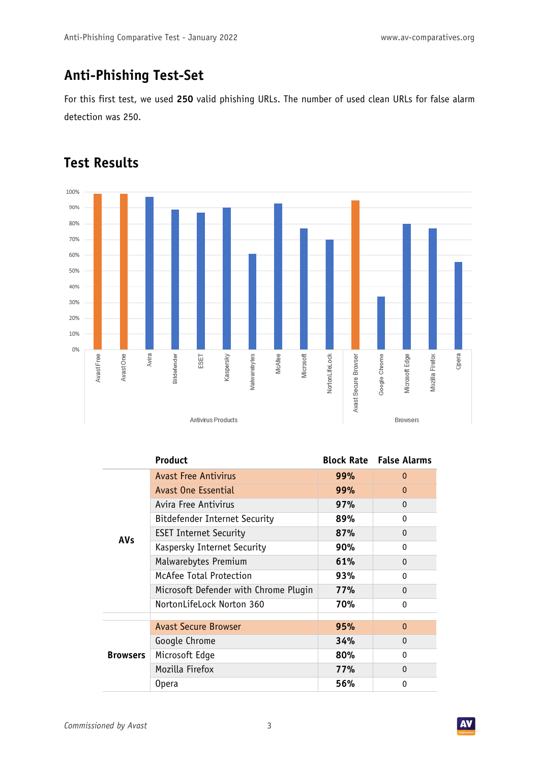## Anti-Phishing Test-Set

For this first test, we used **250** valid phishing URLs. The number of used clean URLs for false alarm detection was 250.

## Test Results

| | Product | Block Rate | False Alarms |
|---|---|---|---|
| **AVs** | Avast Free Antivirus | **99%** | 0 |
| | Avast One Essential | **99%** | 0 |
| | Avira Free Antivirus | **97%** | 0 |
| | Bitdefender Internet Security | **89%** | 0 |
| | ESET Internet Security | **87%** | 0 |
| | Kaspersky Internet Security | **90%** | 0 |
| | Malwarebytes Premium | **61%** | 0 |
| | McAfee Total Protection | **93%** | 0 |
| | Microsoft Defender with Chrome Plugin | **77%** | 0 |
| | NortonLifeLock Norton 360 | **70%** | 0 |
| **Browsers** | Avast Secure Browser | **95%** | 0 |
| | Google Chrome | **34%** | 0 |
| | Microsoft Edge | **80%** | 0 |
| | Mozilla Firefox | **77%** | 0 |
| | Opera | **56%** | 0 |

*Commissioned by Avast*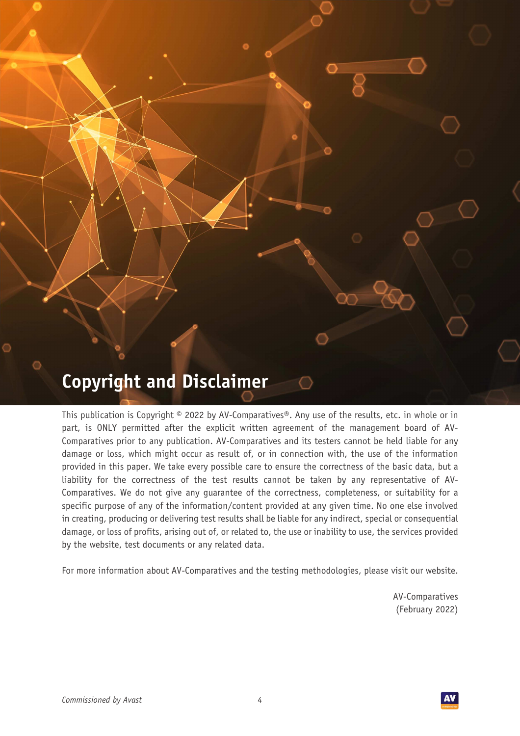# Copyright and Disclaimer

This publication is Copyright © 2022 by AV-Comparatives®. Any use of the results, etc. in whole or in part, is ONLY permitted after the explicit written agreement of the management board of AV-Comparatives prior to any publication. AV-Comparatives and its testers cannot be held liable for any damage or loss, which might occur as result of, or in connection with, the use of the information provided in this paper. We take every possible care to ensure the correctness of the basic data, but a liability for the correctness of the test results cannot be taken by any representative of AV-Comparatives. We do not give any guarantee of the correctness, completeness, or suitability for a specific purpose of any of the information/content provided at any given time. No one else involved in creating, producing or delivering test results shall be liable for any indirect, special or consequential damage, or loss of profits, arising out of, or related to, the use or inability to use, the services provided by the website, test documents or any related data.

For more information about AV-Comparatives and the testing methodologies, please visit our website.

AV-Comparatives
(February 2022)